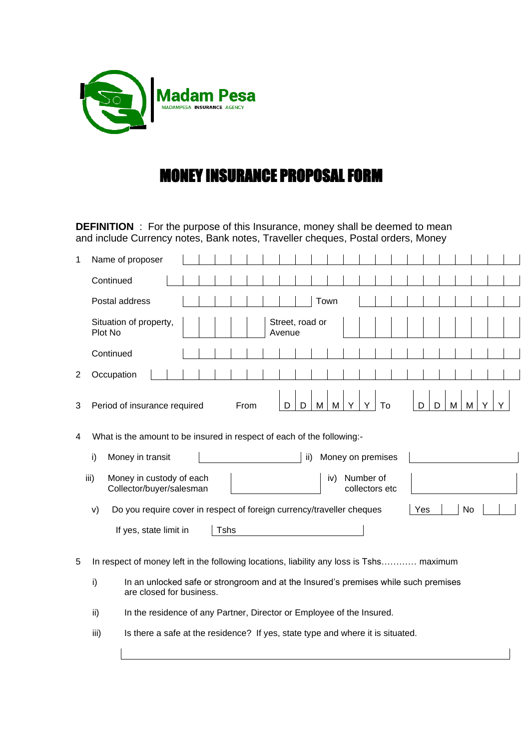Madam Pesa

MADAMPESA INSURANCE AGENCY

# MONEY INSURANCE PROPOSAL FORM

**DEFINITION** : For the purpose of this Insurance, money shall be deemed to mean and include Currency notes, Bank notes, Traveller cheques, Postal orders, Money

1 Name of proposer

Continued

Postal address &nbsp;&nbsp;&nbsp; Town

Situation of property, Plot No &nbsp;&nbsp;&nbsp; Street, road or Avenue

Continued

2 Occupation

3 Period of insurance required &nbsp;&nbsp;&nbsp; From D D M M Y Y To D D M M Y Y

4 What is the amount to be insured in respect of each of the following:-

i) Money in transit &nbsp;&nbsp;&nbsp; ii) Money on premises

iii) Money in custody of each Collector/buyer/salesman &nbsp;&nbsp;&nbsp; iv) Number of collectors etc

v) Do you require cover in respect of foreign currency/traveller cheques &nbsp;&nbsp;&nbsp; Yes &nbsp;&nbsp;&nbsp; No

If yes, state limit in &nbsp;&nbsp;&nbsp; Tshs

5 In respect of money left in the following locations, liability any loss is Tshs………… maximum

i) In an unlocked safe or strongroom and at the Insured's premises while such premises are closed for business.

ii) In the residence of any Partner, Director or Employee of the Insured.

iii) Is there a safe at the residence? If yes, state type and where it is situated.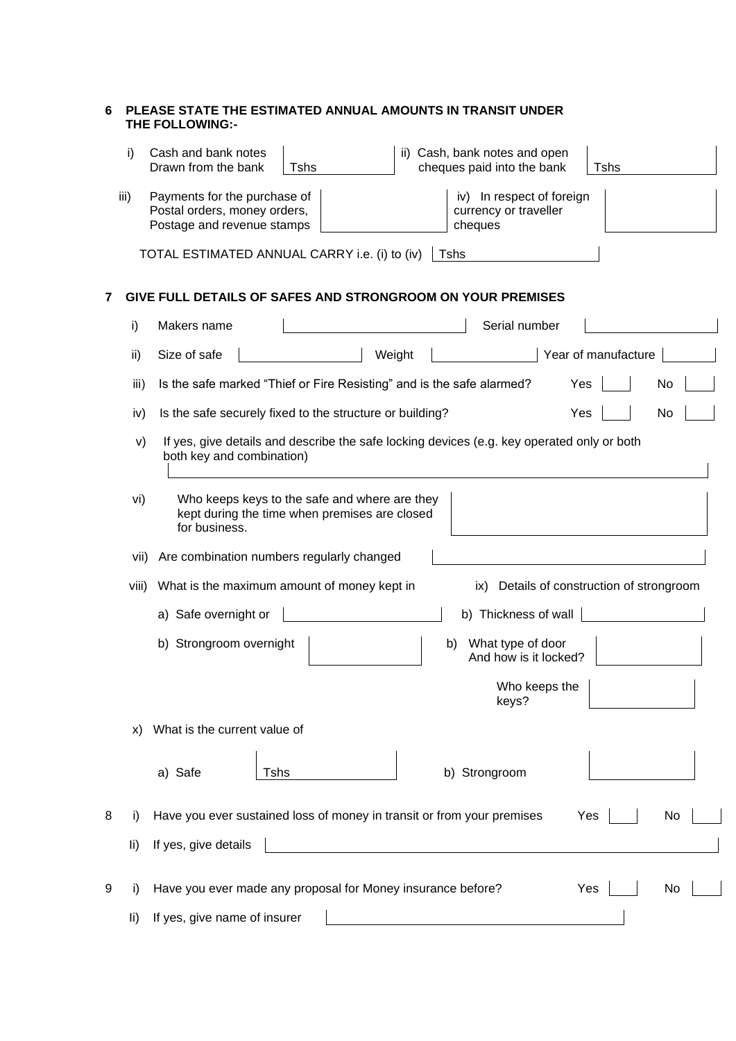## 6 PLEASE STATE THE ESTIMATED ANNUAL AMOUNTS IN TRANSIT UNDER THE FOLLOWING:-

i) Cash and bank notes Drawn from the bank | Tshs

ii) Cash, bank notes and open cheques paid into the bank | Tshs

iii) Payments for the purchase of Postal orders, money orders, Postage and revenue stamps

iv) In respect of foreign currency or traveller cheques

TOTAL ESTIMATED ANNUAL CARRY i.e. (i) to (iv) | Tshs

## 7 GIVE FULL DETAILS OF SAFES AND STRONGROOM ON YOUR PREMISES

i) Makers name ____________ Serial number ____________

ii) Size of safe ____________ Weight ____________ Year of manufacture ____________

iii) Is the safe marked "Thief or Fire Resisting" and is the safe alarmed? Yes ☐ No ☐

iv) Is the safe securely fixed to the structure or building? Yes ☐ No ☐

v) If yes, give details and describe the safe locking devices (e.g. key operated only or both both key and combination)

vi) Who keeps keys to the safe and where are they kept during the time when premises are closed for business.

vii) Are combination numbers regularly changed

viii) What is the maximum amount of money kept in

a) Safe overnight or

b) Strongroom overnight

ix) Details of construction of strongroom

b) Thickness of wall

b) What type of door And how is it locked?

Who keeps the keys?

x) What is the current value of

a) Safe | Tshs

b) Strongroom

8 i) Have you ever sustained loss of money in transit or from your premises Yes ☐ No ☐

Ii) If yes, give details

9 i) Have you ever made any proposal for Money insurance before? Yes ☐ No ☐

Ii) If yes, give name of insurer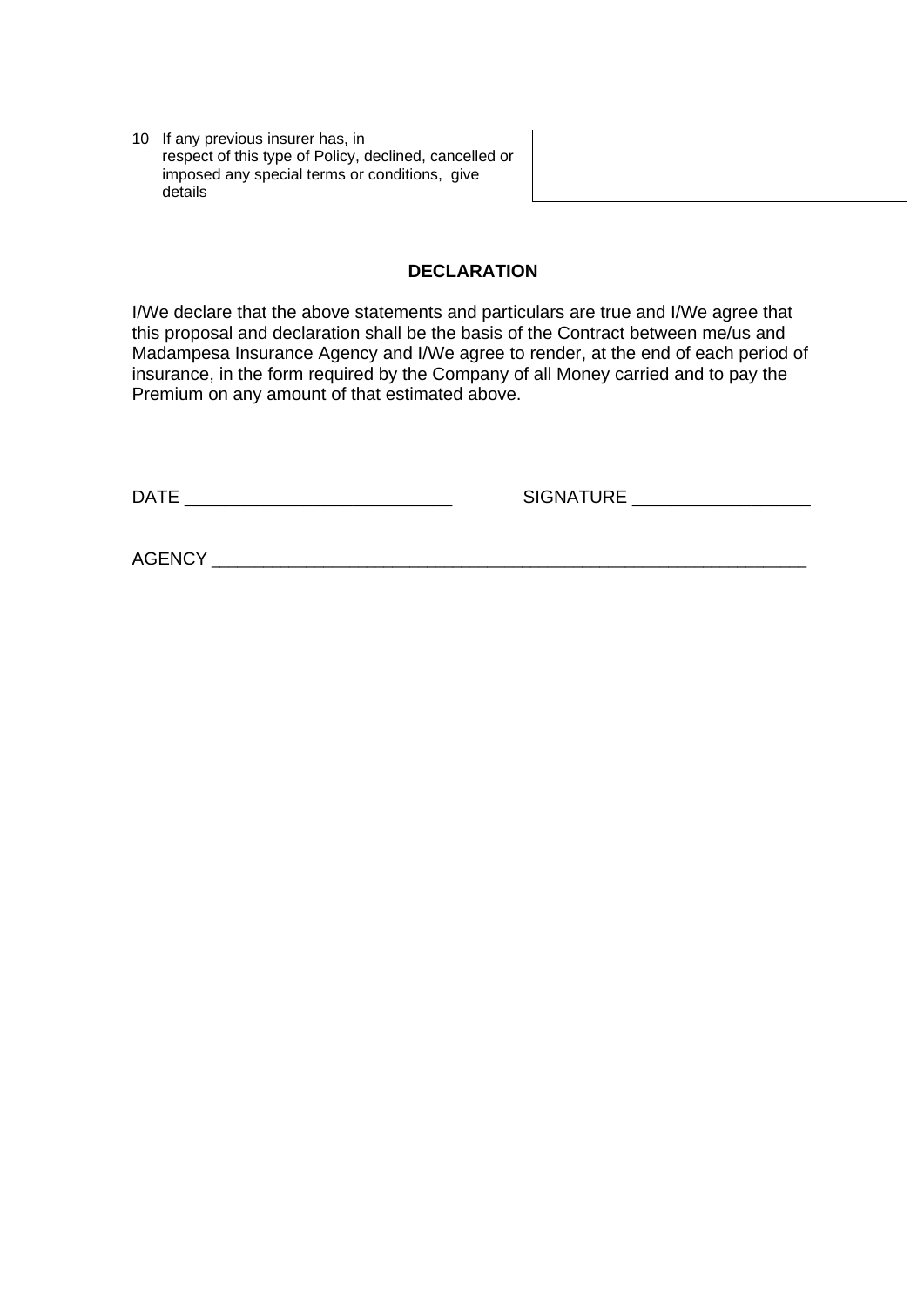| | |
|---|---|
| 10 If any previous insurer has, in respect of this type of Policy, declined, cancelled or imposed any special terms or conditions, give details | |

**DECLARATION**

I/We declare that the above statements and particulars are true and I/We agree that this proposal and declaration shall be the basis of the Contract between me/us and Madampesa Insurance Agency and I/We agree to render, at the end of each period of insurance, in the form required by the Company of all Money carried and to pay the Premium on any amount of that estimated above.

DATE ___________________________ SIGNATURE _________________

AGENCY ______________________________________________________________